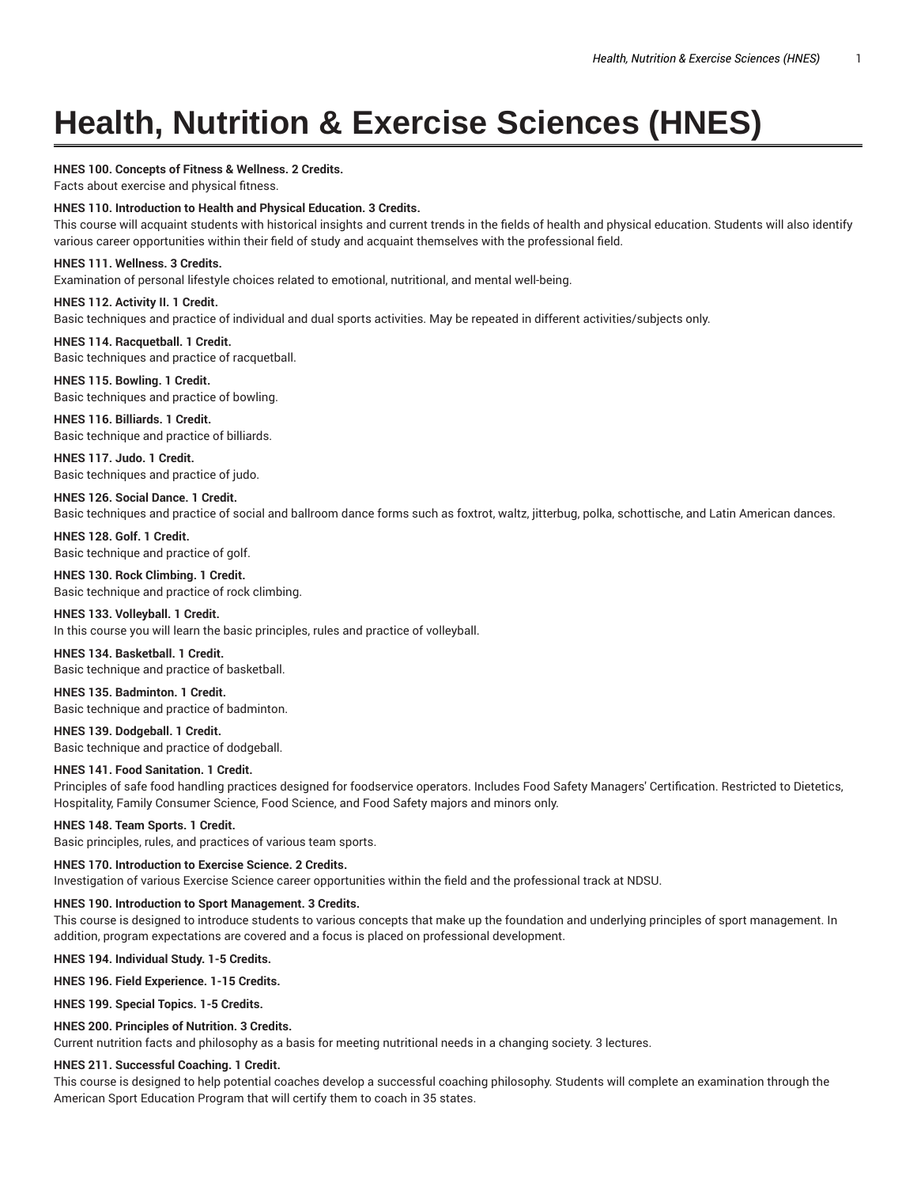# Health, Nutrition & Exercise Sciences (HNES)

**HNES 100. Concepts of Fitness & Wellness. 2 Credits.**
Facts about exercise and physical fitness.

**HNES 110. Introduction to Health and Physical Education. 3 Credits.**
This course will acquaint students with historical insights and current trends in the fields of health and physical education. Students will also identify various career opportunities within their field of study and acquaint themselves with the professional field.

**HNES 111. Wellness. 3 Credits.**
Examination of personal lifestyle choices related to emotional, nutritional, and mental well-being.

**HNES 112. Activity II. 1 Credit.**
Basic techniques and practice of individual and dual sports activities. May be repeated in different activities/subjects only.

**HNES 114. Racquetball. 1 Credit.**
Basic techniques and practice of racquetball.

**HNES 115. Bowling. 1 Credit.**
Basic techniques and practice of bowling.

**HNES 116. Billiards. 1 Credit.**
Basic technique and practice of billiards.

**HNES 117. Judo. 1 Credit.**
Basic techniques and practice of judo.

**HNES 126. Social Dance. 1 Credit.**
Basic techniques and practice of social and ballroom dance forms such as foxtrot, waltz, jitterbug, polka, schottische, and Latin American dances.

**HNES 128. Golf. 1 Credit.**
Basic technique and practice of golf.

**HNES 130. Rock Climbing. 1 Credit.**
Basic technique and practice of rock climbing.

**HNES 133. Volleyball. 1 Credit.**
In this course you will learn the basic principles, rules and practice of volleyball.

**HNES 134. Basketball. 1 Credit.**
Basic technique and practice of basketball.

**HNES 135. Badminton. 1 Credit.**
Basic technique and practice of badminton.

**HNES 139. Dodgeball. 1 Credit.**
Basic technique and practice of dodgeball.

**HNES 141. Food Sanitation. 1 Credit.**
Principles of safe food handling practices designed for foodservice operators. Includes Food Safety Managers' Certification. Restricted to Dietetics, Hospitality, Family Consumer Science, Food Science, and Food Safety majors and minors only.

**HNES 148. Team Sports. 1 Credit.**
Basic principles, rules, and practices of various team sports.

**HNES 170. Introduction to Exercise Science. 2 Credits.**
Investigation of various Exercise Science career opportunities within the field and the professional track at NDSU.

**HNES 190. Introduction to Sport Management. 3 Credits.**
This course is designed to introduce students to various concepts that make up the foundation and underlying principles of sport management. In addition, program expectations are covered and a focus is placed on professional development.

**HNES 194. Individual Study. 1-5 Credits.**

**HNES 196. Field Experience. 1-15 Credits.**

**HNES 199. Special Topics. 1-5 Credits.**

**HNES 200. Principles of Nutrition. 3 Credits.**
Current nutrition facts and philosophy as a basis for meeting nutritional needs in a changing society. 3 lectures.

**HNES 211. Successful Coaching. 1 Credit.**
This course is designed to help potential coaches develop a successful coaching philosophy. Students will complete an examination through the American Sport Education Program that will certify them to coach in 35 states.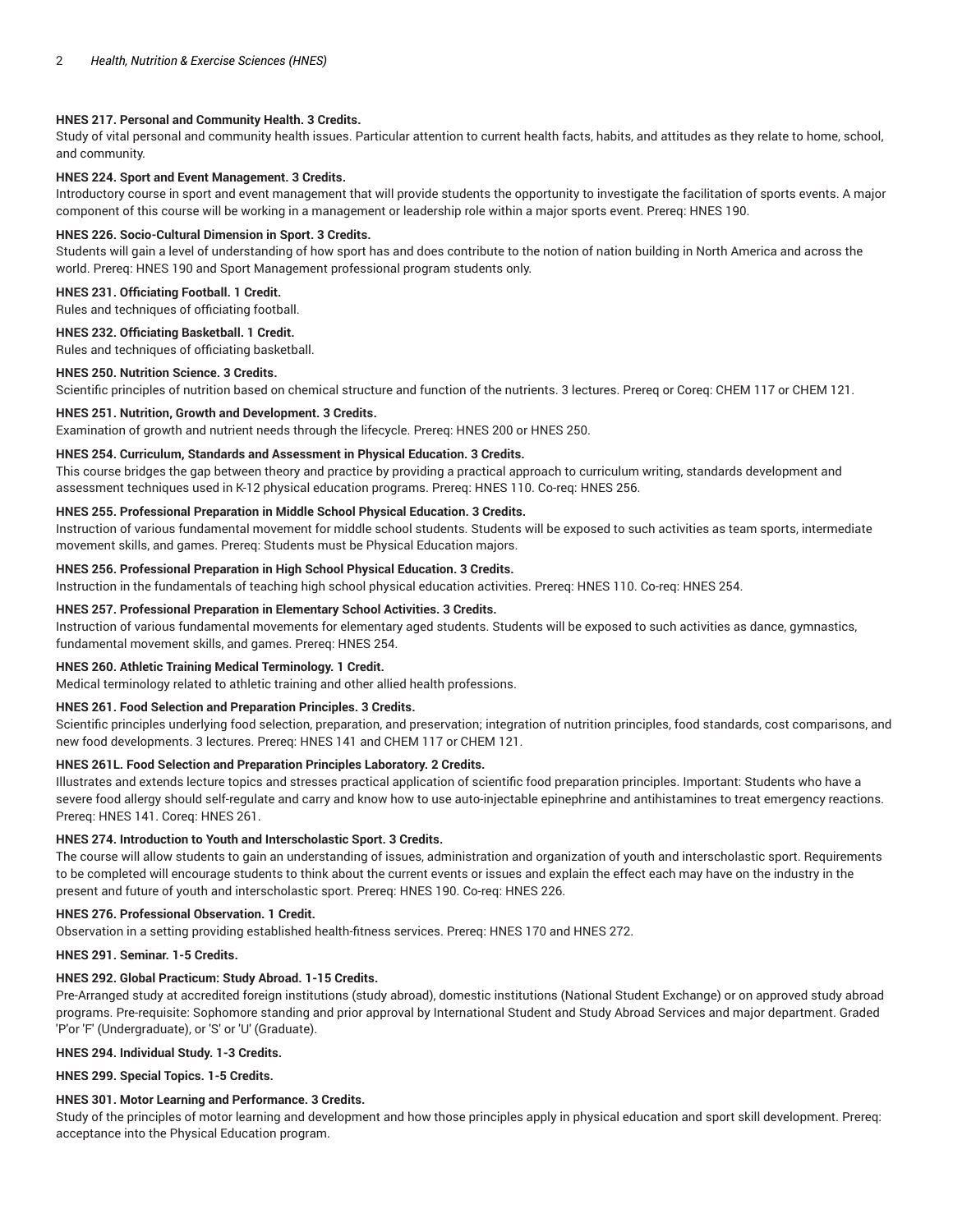**HNES 217. Personal and Community Health. 3 Credits.**

Study of vital personal and community health issues. Particular attention to current health facts, habits, and attitudes as they relate to home, school, and community.

**HNES 224. Sport and Event Management. 3 Credits.**

Introductory course in sport and event management that will provide students the opportunity to investigate the facilitation of sports events. A major component of this course will be working in a management or leadership role within a major sports event. Prereq: HNES 190.

**HNES 226. Socio-Cultural Dimension in Sport. 3 Credits.**

Students will gain a level of understanding of how sport has and does contribute to the notion of nation building in North America and across the world. Prereq: HNES 190 and Sport Management professional program students only.

**HNES 231. Officiating Football. 1 Credit.**

Rules and techniques of officiating football.

**HNES 232. Officiating Basketball. 1 Credit.**

Rules and techniques of officiating basketball.

**HNES 250. Nutrition Science. 3 Credits.**

Scientific principles of nutrition based on chemical structure and function of the nutrients. 3 lectures. Prereq or Coreq: CHEM 117 or CHEM 121.

**HNES 251. Nutrition, Growth and Development. 3 Credits.**

Examination of growth and nutrient needs through the lifecycle. Prereq: HNES 200 or HNES 250.

**HNES 254. Curriculum, Standards and Assessment in Physical Education. 3 Credits.**

This course bridges the gap between theory and practice by providing a practical approach to curriculum writing, standards development and assessment techniques used in K-12 physical education programs. Prereq: HNES 110. Co-req: HNES 256.

**HNES 255. Professional Preparation in Middle School Physical Education. 3 Credits.**

Instruction of various fundamental movement for middle school students. Students will be exposed to such activities as team sports, intermediate movement skills, and games. Prereq: Students must be Physical Education majors.

**HNES 256. Professional Preparation in High School Physical Education. 3 Credits.**

Instruction in the fundamentals of teaching high school physical education activities. Prereq: HNES 110. Co-req: HNES 254.

**HNES 257. Professional Preparation in Elementary School Activities. 3 Credits.**

Instruction of various fundamental movements for elementary aged students. Students will be exposed to such activities as dance, gymnastics, fundamental movement skills, and games. Prereq: HNES 254.

**HNES 260. Athletic Training Medical Terminology. 1 Credit.**

Medical terminology related to athletic training and other allied health professions.

**HNES 261. Food Selection and Preparation Principles. 3 Credits.**

Scientific principles underlying food selection, preparation, and preservation; integration of nutrition principles, food standards, cost comparisons, and new food developments. 3 lectures. Prereq: HNES 141 and CHEM 117 or CHEM 121.

**HNES 261L. Food Selection and Preparation Principles Laboratory. 2 Credits.**

Illustrates and extends lecture topics and stresses practical application of scientific food preparation principles. Important: Students who have a severe food allergy should self-regulate and carry and know how to use auto-injectable epinephrine and antihistamines to treat emergency reactions. Prereq: HNES 141. Coreq: HNES 261.

**HNES 274. Introduction to Youth and Interscholastic Sport. 3 Credits.**

The course will allow students to gain an understanding of issues, administration and organization of youth and interscholastic sport. Requirements to be completed will encourage students to think about the current events or issues and explain the effect each may have on the industry in the present and future of youth and interscholastic sport. Prereq: HNES 190. Co-req: HNES 226.

**HNES 276. Professional Observation. 1 Credit.**

Observation in a setting providing established health-fitness services. Prereq: HNES 170 and HNES 272.

**HNES 291. Seminar. 1-5 Credits.**

**HNES 292. Global Practicum: Study Abroad. 1-15 Credits.**

Pre-Arranged study at accredited foreign institutions (study abroad), domestic institutions (National Student Exchange) or on approved study abroad programs. Pre-requisite: Sophomore standing and prior approval by International Student and Study Abroad Services and major department. Graded 'P'or 'F' (Undergraduate), or 'S' or 'U' (Graduate).

**HNES 294. Individual Study. 1-3 Credits.**

**HNES 299. Special Topics. 1-5 Credits.**

**HNES 301. Motor Learning and Performance. 3 Credits.**

Study of the principles of motor learning and development and how those principles apply in physical education and sport skill development. Prereq: acceptance into the Physical Education program.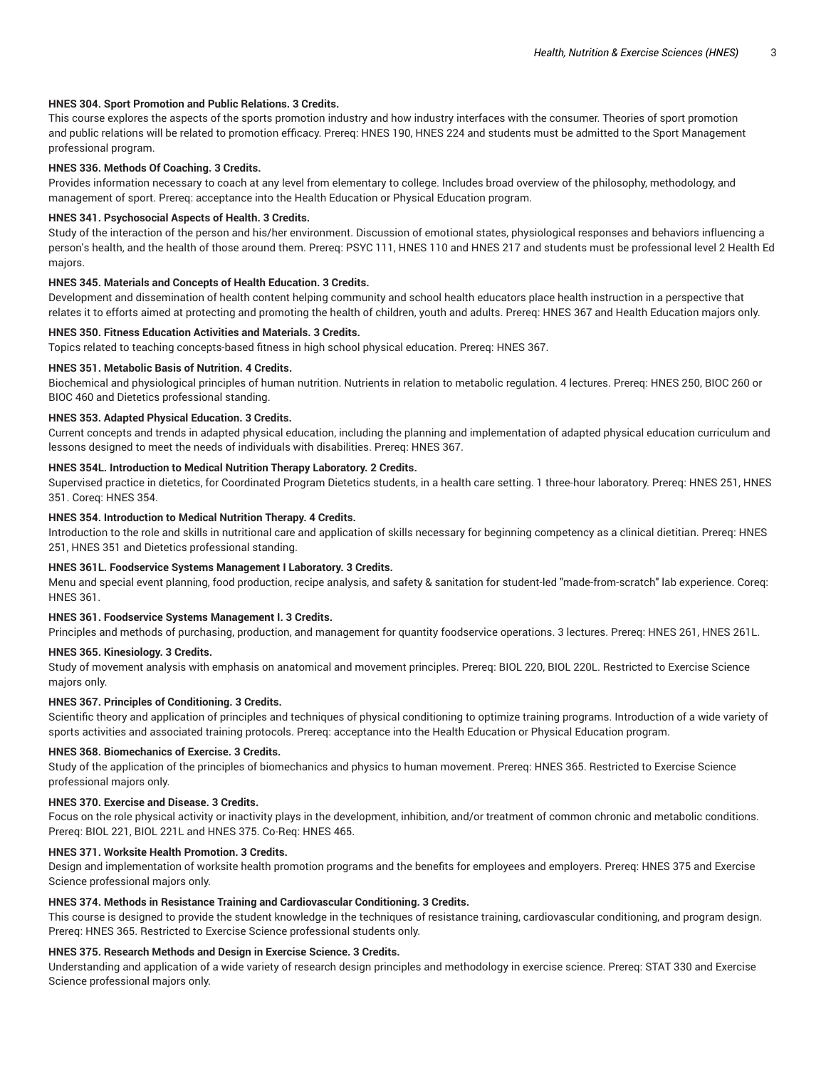**HNES 304. Sport Promotion and Public Relations. 3 Credits.**

This course explores the aspects of the sports promotion industry and how industry interfaces with the consumer. Theories of sport promotion and public relations will be related to promotion efficacy. Prereq: HNES 190, HNES 224 and students must be admitted to the Sport Management professional program.

**HNES 336. Methods Of Coaching. 3 Credits.**

Provides information necessary to coach at any level from elementary to college. Includes broad overview of the philosophy, methodology, and management of sport. Prereq: acceptance into the Health Education or Physical Education program.

**HNES 341. Psychosocial Aspects of Health. 3 Credits.**

Study of the interaction of the person and his/her environment. Discussion of emotional states, physiological responses and behaviors influencing a person's health, and the health of those around them. Prereq: PSYC 111, HNES 110 and HNES 217 and students must be professional level 2 Health Ed majors.

**HNES 345. Materials and Concepts of Health Education. 3 Credits.**

Development and dissemination of health content helping community and school health educators place health instruction in a perspective that relates it to efforts aimed at protecting and promoting the health of children, youth and adults. Prereq: HNES 367 and Health Education majors only.

**HNES 350. Fitness Education Activities and Materials. 3 Credits.**

Topics related to teaching concepts-based fitness in high school physical education. Prereq: HNES 367.

**HNES 351. Metabolic Basis of Nutrition. 4 Credits.**

Biochemical and physiological principles of human nutrition. Nutrients in relation to metabolic regulation. 4 lectures. Prereq: HNES 250, BIOC 260 or BIOC 460 and Dietetics professional standing.

**HNES 353. Adapted Physical Education. 3 Credits.**

Current concepts and trends in adapted physical education, including the planning and implementation of adapted physical education curriculum and lessons designed to meet the needs of individuals with disabilities. Prereq: HNES 367.

**HNES 354L. Introduction to Medical Nutrition Therapy Laboratory. 2 Credits.**

Supervised practice in dietetics, for Coordinated Program Dietetics students, in a health care setting. 1 three-hour laboratory. Prereq: HNES 251, HNES 351. Coreq: HNES 354.

**HNES 354. Introduction to Medical Nutrition Therapy. 4 Credits.**

Introduction to the role and skills in nutritional care and application of skills necessary for beginning competency as a clinical dietitian. Prereq: HNES 251, HNES 351 and Dietetics professional standing.

**HNES 361L. Foodservice Systems Management I Laboratory. 3 Credits.**

Menu and special event planning, food production, recipe analysis, and safety & sanitation for student-led "made-from-scratch" lab experience. Coreq: HNES 361.

**HNES 361. Foodservice Systems Management I. 3 Credits.**

Principles and methods of purchasing, production, and management for quantity foodservice operations. 3 lectures. Prereq: HNES 261, HNES 261L.

**HNES 365. Kinesiology. 3 Credits.**

Study of movement analysis with emphasis on anatomical and movement principles. Prereq: BIOL 220, BIOL 220L. Restricted to Exercise Science majors only.

**HNES 367. Principles of Conditioning. 3 Credits.**

Scientific theory and application of principles and techniques of physical conditioning to optimize training programs. Introduction of a wide variety of sports activities and associated training protocols. Prereq: acceptance into the Health Education or Physical Education program.

**HNES 368. Biomechanics of Exercise. 3 Credits.**

Study of the application of the principles of biomechanics and physics to human movement. Prereq: HNES 365. Restricted to Exercise Science professional majors only.

**HNES 370. Exercise and Disease. 3 Credits.**

Focus on the role physical activity or inactivity plays in the development, inhibition, and/or treatment of common chronic and metabolic conditions. Prereq: BIOL 221, BIOL 221L and HNES 375. Co-Req: HNES 465.

**HNES 371. Worksite Health Promotion. 3 Credits.**

Design and implementation of worksite health promotion programs and the benefits for employees and employers. Prereq: HNES 375 and Exercise Science professional majors only.

**HNES 374. Methods in Resistance Training and Cardiovascular Conditioning. 3 Credits.**

This course is designed to provide the student knowledge in the techniques of resistance training, cardiovascular conditioning, and program design. Prereq: HNES 365. Restricted to Exercise Science professional students only.

**HNES 375. Research Methods and Design in Exercise Science. 3 Credits.**

Understanding and application of a wide variety of research design principles and methodology in exercise science. Prereq: STAT 330 and Exercise Science professional majors only.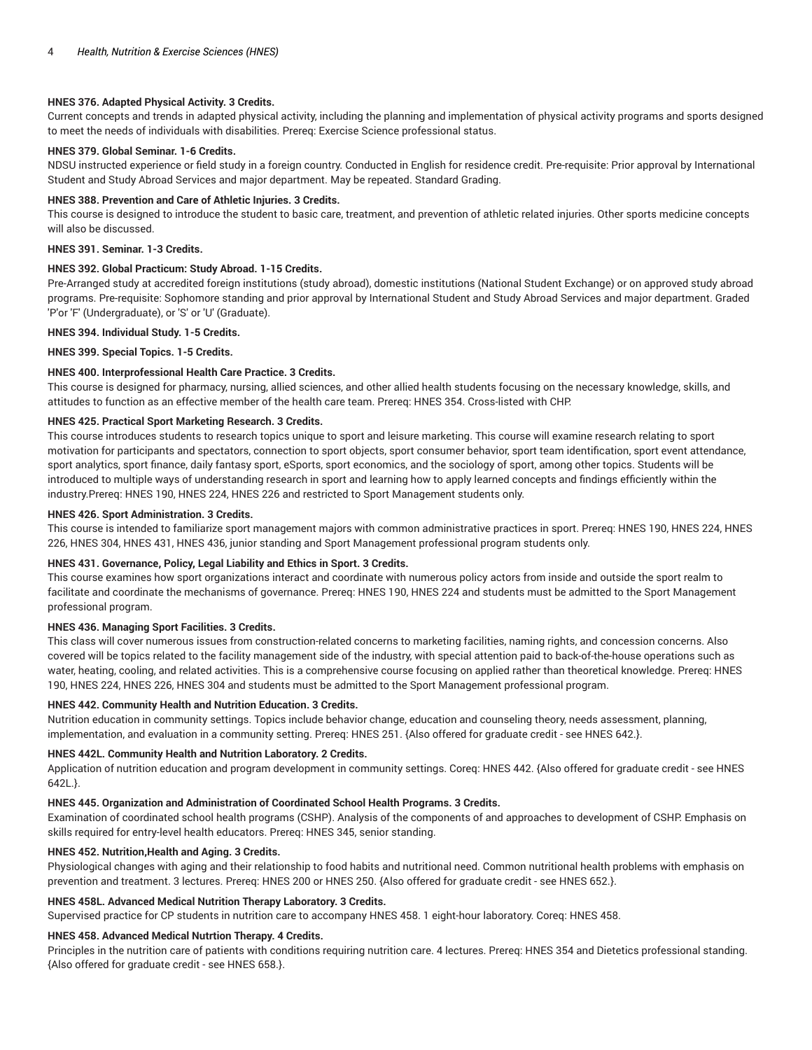**HNES 376. Adapted Physical Activity. 3 Credits.**

Current concepts and trends in adapted physical activity, including the planning and implementation of physical activity programs and sports designed to meet the needs of individuals with disabilities. Prereq: Exercise Science professional status.

**HNES 379. Global Seminar. 1-6 Credits.**

NDSU instructed experience or field study in a foreign country. Conducted in English for residence credit. Pre-requisite: Prior approval by International Student and Study Abroad Services and major department. May be repeated. Standard Grading.

**HNES 388. Prevention and Care of Athletic Injuries. 3 Credits.**

This course is designed to introduce the student to basic care, treatment, and prevention of athletic related injuries. Other sports medicine concepts will also be discussed.

**HNES 391. Seminar. 1-3 Credits.**

**HNES 392. Global Practicum: Study Abroad. 1-15 Credits.**

Pre-Arranged study at accredited foreign institutions (study abroad), domestic institutions (National Student Exchange) or on approved study abroad programs. Pre-requisite: Sophomore standing and prior approval by International Student and Study Abroad Services and major department. Graded 'P'or 'F' (Undergraduate), or 'S' or 'U' (Graduate).

**HNES 394. Individual Study. 1-5 Credits.**

**HNES 399. Special Topics. 1-5 Credits.**

**HNES 400. Interprofessional Health Care Practice. 3 Credits.**

This course is designed for pharmacy, nursing, allied sciences, and other allied health students focusing on the necessary knowledge, skills, and attitudes to function as an effective member of the health care team. Prereq: HNES 354. Cross-listed with CHP.

**HNES 425. Practical Sport Marketing Research. 3 Credits.**

This course introduces students to research topics unique to sport and leisure marketing. This course will examine research relating to sport motivation for participants and spectators, connection to sport objects, sport consumer behavior, sport team identification, sport event attendance, sport analytics, sport finance, daily fantasy sport, eSports, sport economics, and the sociology of sport, among other topics. Students will be introduced to multiple ways of understanding research in sport and learning how to apply learned concepts and findings efficiently within the industry.Prereq: HNES 190, HNES 224, HNES 226 and restricted to Sport Management students only.

**HNES 426. Sport Administration. 3 Credits.**

This course is intended to familiarize sport management majors with common administrative practices in sport. Prereq: HNES 190, HNES 224, HNES 226, HNES 304, HNES 431, HNES 436, junior standing and Sport Management professional program students only.

**HNES 431. Governance, Policy, Legal Liability and Ethics in Sport. 3 Credits.**

This course examines how sport organizations interact and coordinate with numerous policy actors from inside and outside the sport realm to facilitate and coordinate the mechanisms of governance. Prereq: HNES 190, HNES 224 and students must be admitted to the Sport Management professional program.

**HNES 436. Managing Sport Facilities. 3 Credits.**

This class will cover numerous issues from construction-related concerns to marketing facilities, naming rights, and concession concerns. Also covered will be topics related to the facility management side of the industry, with special attention paid to back-of-the-house operations such as water, heating, cooling, and related activities. This is a comprehensive course focusing on applied rather than theoretical knowledge. Prereq: HNES 190, HNES 224, HNES 226, HNES 304 and students must be admitted to the Sport Management professional program.

**HNES 442. Community Health and Nutrition Education. 3 Credits.**

Nutrition education in community settings. Topics include behavior change, education and counseling theory, needs assessment, planning, implementation, and evaluation in a community setting. Prereq: HNES 251. {Also offered for graduate credit - see HNES 642.}.

**HNES 442L. Community Health and Nutrition Laboratory. 2 Credits.**

Application of nutrition education and program development in community settings. Coreq: HNES 442. {Also offered for graduate credit - see HNES 642L.}.

**HNES 445. Organization and Administration of Coordinated School Health Programs. 3 Credits.**

Examination of coordinated school health programs (CSHP). Analysis of the components of and approaches to development of CSHP. Emphasis on skills required for entry-level health educators. Prereq: HNES 345, senior standing.

**HNES 452. Nutrition,Health and Aging. 3 Credits.**

Physiological changes with aging and their relationship to food habits and nutritional need. Common nutritional health problems with emphasis on prevention and treatment. 3 lectures. Prereq: HNES 200 or HNES 250. {Also offered for graduate credit - see HNES 652.}.

**HNES 458L. Advanced Medical Nutrition Therapy Laboratory. 3 Credits.**

Supervised practice for CP students in nutrition care to accompany HNES 458. 1 eight-hour laboratory. Coreq: HNES 458.

**HNES 458. Advanced Medical Nutrtion Therapy. 4 Credits.**

Principles in the nutrition care of patients with conditions requiring nutrition care. 4 lectures. Prereq: HNES 354 and Dietetics professional standing. {Also offered for graduate credit - see HNES 658.}.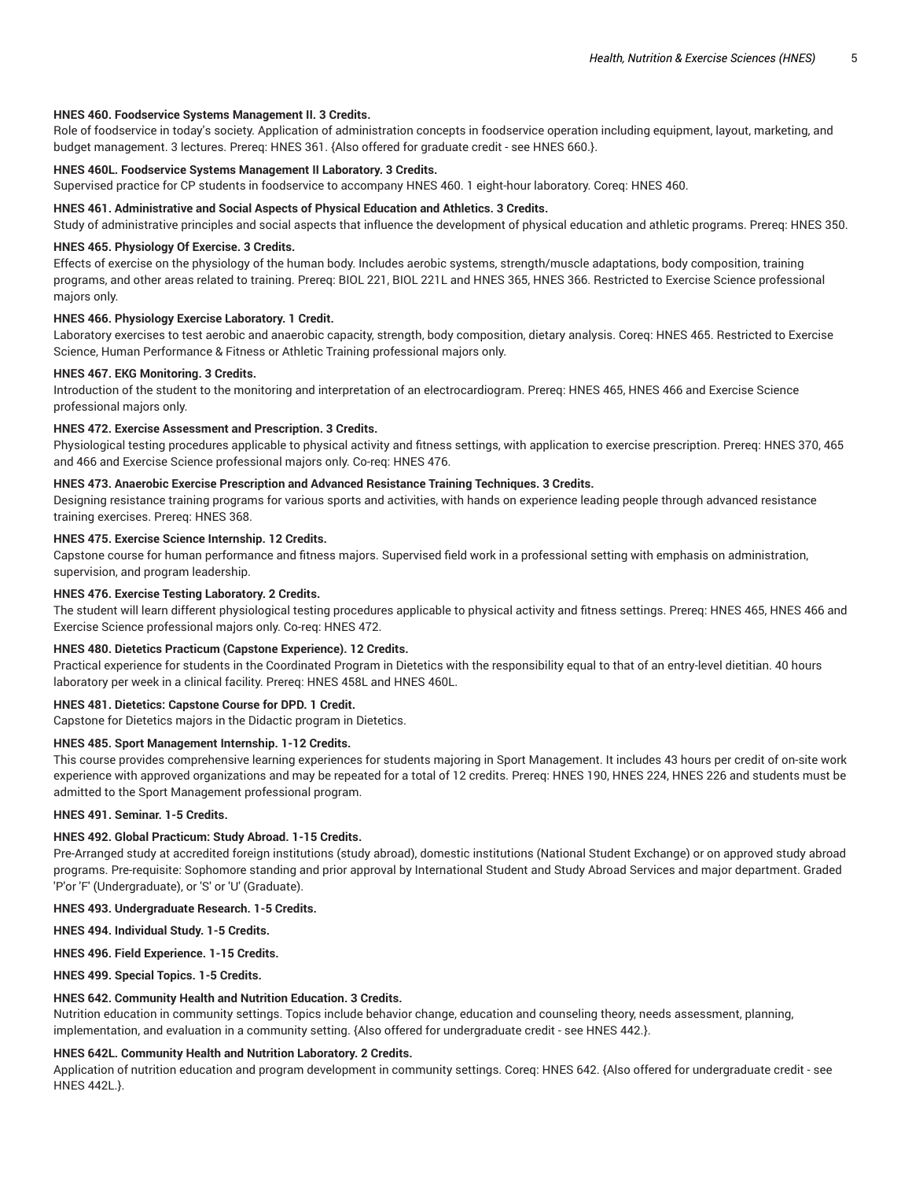**HNES 460. Foodservice Systems Management II. 3 Credits.**

Role of foodservice in today's society. Application of administration concepts in foodservice operation including equipment, layout, marketing, and budget management. 3 lectures. Prereq: HNES 361. {Also offered for graduate credit - see HNES 660.}.

**HNES 460L. Foodservice Systems Management II Laboratory. 3 Credits.**

Supervised practice for CP students in foodservice to accompany HNES 460. 1 eight-hour laboratory. Coreq: HNES 460.

**HNES 461. Administrative and Social Aspects of Physical Education and Athletics. 3 Credits.**

Study of administrative principles and social aspects that influence the development of physical education and athletic programs. Prereq: HNES 350.

**HNES 465. Physiology Of Exercise. 3 Credits.**

Effects of exercise on the physiology of the human body. Includes aerobic systems, strength/muscle adaptations, body composition, training programs, and other areas related to training. Prereq: BIOL 221, BIOL 221L and HNES 365, HNES 366. Restricted to Exercise Science professional majors only.

**HNES 466. Physiology Exercise Laboratory. 1 Credit.**

Laboratory exercises to test aerobic and anaerobic capacity, strength, body composition, dietary analysis. Coreq: HNES 465. Restricted to Exercise Science, Human Performance & Fitness or Athletic Training professional majors only.

**HNES 467. EKG Monitoring. 3 Credits.**

Introduction of the student to the monitoring and interpretation of an electrocardiogram. Prereq: HNES 465, HNES 466 and Exercise Science professional majors only.

**HNES 472. Exercise Assessment and Prescription. 3 Credits.**

Physiological testing procedures applicable to physical activity and fitness settings, with application to exercise prescription. Prereq: HNES 370, 465 and 466 and Exercise Science professional majors only. Co-req: HNES 476.

**HNES 473. Anaerobic Exercise Prescription and Advanced Resistance Training Techniques. 3 Credits.**

Designing resistance training programs for various sports and activities, with hands on experience leading people through advanced resistance training exercises. Prereq: HNES 368.

**HNES 475. Exercise Science Internship. 12 Credits.**

Capstone course for human performance and fitness majors. Supervised field work in a professional setting with emphasis on administration, supervision, and program leadership.

**HNES 476. Exercise Testing Laboratory. 2 Credits.**

The student will learn different physiological testing procedures applicable to physical activity and fitness settings. Prereq: HNES 465, HNES 466 and Exercise Science professional majors only. Co-req: HNES 472.

**HNES 480. Dietetics Practicum (Capstone Experience). 12 Credits.**

Practical experience for students in the Coordinated Program in Dietetics with the responsibility equal to that of an entry-level dietitian. 40 hours laboratory per week in a clinical facility. Prereq: HNES 458L and HNES 460L.

**HNES 481. Dietetics: Capstone Course for DPD. 1 Credit.**

Capstone for Dietetics majors in the Didactic program in Dietetics.

**HNES 485. Sport Management Internship. 1-12 Credits.**

This course provides comprehensive learning experiences for students majoring in Sport Management. It includes 43 hours per credit of on-site work experience with approved organizations and may be repeated for a total of 12 credits. Prereq: HNES 190, HNES 224, HNES 226 and students must be admitted to the Sport Management professional program.

**HNES 491. Seminar. 1-5 Credits.**

**HNES 492. Global Practicum: Study Abroad. 1-15 Credits.**

Pre-Arranged study at accredited foreign institutions (study abroad), domestic institutions (National Student Exchange) or on approved study abroad programs. Pre-requisite: Sophomore standing and prior approval by International Student and Study Abroad Services and major department. Graded 'P'or 'F' (Undergraduate), or 'S' or 'U' (Graduate).

**HNES 493. Undergraduate Research. 1-5 Credits.**

**HNES 494. Individual Study. 1-5 Credits.**

**HNES 496. Field Experience. 1-15 Credits.**

**HNES 499. Special Topics. 1-5 Credits.**

**HNES 642. Community Health and Nutrition Education. 3 Credits.**

Nutrition education in community settings. Topics include behavior change, education and counseling theory, needs assessment, planning, implementation, and evaluation in a community setting. {Also offered for undergraduate credit - see HNES 442.}.

**HNES 642L. Community Health and Nutrition Laboratory. 2 Credits.**

Application of nutrition education and program development in community settings. Coreq: HNES 642. {Also offered for undergraduate credit - see HNES 442L.}.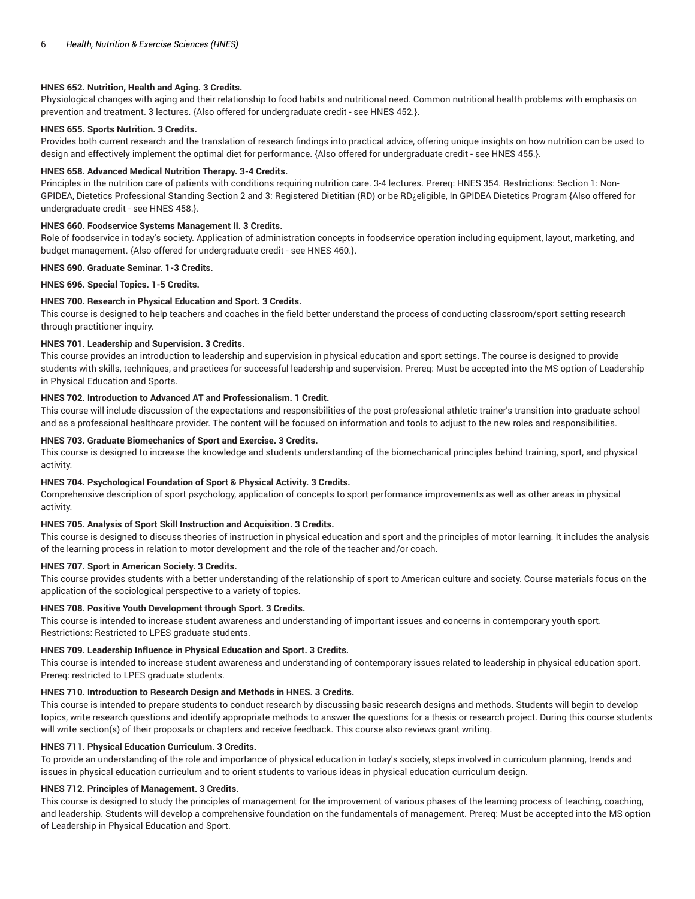**HNES 652. Nutrition, Health and Aging. 3 Credits.**

Physiological changes with aging and their relationship to food habits and nutritional need. Common nutritional health problems with emphasis on prevention and treatment. 3 lectures. {Also offered for undergraduate credit - see HNES 452.}.

**HNES 655. Sports Nutrition. 3 Credits.**

Provides both current research and the translation of research findings into practical advice, offering unique insights on how nutrition can be used to design and effectively implement the optimal diet for performance. {Also offered for undergraduate credit - see HNES 455.}.

**HNES 658. Advanced Medical Nutrition Therapy. 3-4 Credits.**

Principles in the nutrition care of patients with conditions requiring nutrition care. 3-4 lectures. Prereq: HNES 354. Restrictions: Section 1: Non-GPIDEA, Dietetics Professional Standing Section 2 and 3: Registered Dietitian (RD) or be RD¿eligible, In GPIDEA Dietetics Program {Also offered for undergraduate credit - see HNES 458.}.

**HNES 660. Foodservice Systems Management II. 3 Credits.**

Role of foodservice in today's society. Application of administration concepts in foodservice operation including equipment, layout, marketing, and budget management. {Also offered for undergraduate credit - see HNES 460.}.

**HNES 690. Graduate Seminar. 1-3 Credits.**

**HNES 696. Special Topics. 1-5 Credits.**

**HNES 700. Research in Physical Education and Sport. 3 Credits.**

This course is designed to help teachers and coaches in the field better understand the process of conducting classroom/sport setting research through practitioner inquiry.

**HNES 701. Leadership and Supervision. 3 Credits.**

This course provides an introduction to leadership and supervision in physical education and sport settings. The course is designed to provide students with skills, techniques, and practices for successful leadership and supervision. Prereq: Must be accepted into the MS option of Leadership in Physical Education and Sports.

**HNES 702. Introduction to Advanced AT and Professionalism. 1 Credit.**

This course will include discussion of the expectations and responsibilities of the post-professional athletic trainer's transition into graduate school and as a professional healthcare provider. The content will be focused on information and tools to adjust to the new roles and responsibilities.

**HNES 703. Graduate Biomechanics of Sport and Exercise. 3 Credits.**

This course is designed to increase the knowledge and students understanding of the biomechanical principles behind training, sport, and physical activity.

**HNES 704. Psychological Foundation of Sport & Physical Activity. 3 Credits.**

Comprehensive description of sport psychology, application of concepts to sport performance improvements as well as other areas in physical activity.

**HNES 705. Analysis of Sport Skill Instruction and Acquisition. 3 Credits.**

This course is designed to discuss theories of instruction in physical education and sport and the principles of motor learning. It includes the analysis of the learning process in relation to motor development and the role of the teacher and/or coach.

**HNES 707. Sport in American Society. 3 Credits.**

This course provides students with a better understanding of the relationship of sport to American culture and society. Course materials focus on the application of the sociological perspective to a variety of topics.

**HNES 708. Positive Youth Development through Sport. 3 Credits.**

This course is intended to increase student awareness and understanding of important issues and concerns in contemporary youth sport. Restrictions: Restricted to LPES graduate students.

**HNES 709. Leadership Influence in Physical Education and Sport. 3 Credits.**

This course is intended to increase student awareness and understanding of contemporary issues related to leadership in physical education sport. Prereq: restricted to LPES graduate students.

**HNES 710. Introduction to Research Design and Methods in HNES. 3 Credits.**

This course is intended to prepare students to conduct research by discussing basic research designs and methods. Students will begin to develop topics, write research questions and identify appropriate methods to answer the questions for a thesis or research project. During this course students will write section(s) of their proposals or chapters and receive feedback. This course also reviews grant writing.

**HNES 711. Physical Education Curriculum. 3 Credits.**

To provide an understanding of the role and importance of physical education in today's society, steps involved in curriculum planning, trends and issues in physical education curriculum and to orient students to various ideas in physical education curriculum design.

**HNES 712. Principles of Management. 3 Credits.**

This course is designed to study the principles of management for the improvement of various phases of the learning process of teaching, coaching, and leadership. Students will develop a comprehensive foundation on the fundamentals of management. Prereq: Must be accepted into the MS option of Leadership in Physical Education and Sport.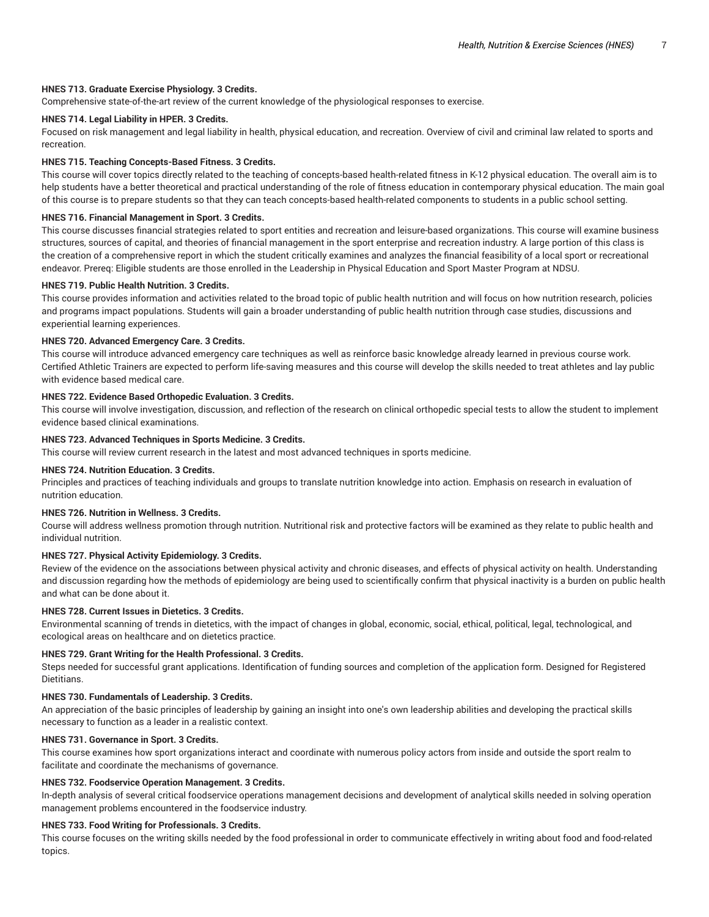**HNES 713. Graduate Exercise Physiology. 3 Credits.**
Comprehensive state-of-the-art review of the current knowledge of the physiological responses to exercise.

**HNES 714. Legal Liability in HPER. 3 Credits.**
Focused on risk management and legal liability in health, physical education, and recreation. Overview of civil and criminal law related to sports and recreation.

**HNES 715. Teaching Concepts-Based Fitness. 3 Credits.**
This course will cover topics directly related to the teaching of concepts-based health-related fitness in K-12 physical education. The overall aim is to help students have a better theoretical and practical understanding of the role of fitness education in contemporary physical education. The main goal of this course is to prepare students so that they can teach concepts-based health-related components to students in a public school setting.

**HNES 716. Financial Management in Sport. 3 Credits.**
This course discusses financial strategies related to sport entities and recreation and leisure-based organizations. This course will examine business structures, sources of capital, and theories of financial management in the sport enterprise and recreation industry. A large portion of this class is the creation of a comprehensive report in which the student critically examines and analyzes the financial feasibility of a local sport or recreational endeavor. Prereq: Eligible students are those enrolled in the Leadership in Physical Education and Sport Master Program at NDSU.

**HNES 719. Public Health Nutrition. 3 Credits.**
This course provides information and activities related to the broad topic of public health nutrition and will focus on how nutrition research, policies and programs impact populations. Students will gain a broader understanding of public health nutrition through case studies, discussions and experiential learning experiences.

**HNES 720. Advanced Emergency Care. 3 Credits.**
This course will introduce advanced emergency care techniques as well as reinforce basic knowledge already learned in previous course work. Certified Athletic Trainers are expected to perform life-saving measures and this course will develop the skills needed to treat athletes and lay public with evidence based medical care.

**HNES 722. Evidence Based Orthopedic Evaluation. 3 Credits.**
This course will involve investigation, discussion, and reflection of the research on clinical orthopedic special tests to allow the student to implement evidence based clinical examinations.

**HNES 723. Advanced Techniques in Sports Medicine. 3 Credits.**
This course will review current research in the latest and most advanced techniques in sports medicine.

**HNES 724. Nutrition Education. 3 Credits.**
Principles and practices of teaching individuals and groups to translate nutrition knowledge into action. Emphasis on research in evaluation of nutrition education.

**HNES 726. Nutrition in Wellness. 3 Credits.**
Course will address wellness promotion through nutrition. Nutritional risk and protective factors will be examined as they relate to public health and individual nutrition.

**HNES 727. Physical Activity Epidemiology. 3 Credits.**
Review of the evidence on the associations between physical activity and chronic diseases, and effects of physical activity on health. Understanding and discussion regarding how the methods of epidemiology are being used to scientifically confirm that physical inactivity is a burden on public health and what can be done about it.

**HNES 728. Current Issues in Dietetics. 3 Credits.**
Environmental scanning of trends in dietetics, with the impact of changes in global, economic, social, ethical, political, legal, technological, and ecological areas on healthcare and on dietetics practice.

**HNES 729. Grant Writing for the Health Professional. 3 Credits.**
Steps needed for successful grant applications. Identification of funding sources and completion of the application form. Designed for Registered Dietitians.

**HNES 730. Fundamentals of Leadership. 3 Credits.**
An appreciation of the basic principles of leadership by gaining an insight into one's own leadership abilities and developing the practical skills necessary to function as a leader in a realistic context.

**HNES 731. Governance in Sport. 3 Credits.**
This course examines how sport organizations interact and coordinate with numerous policy actors from inside and outside the sport realm to facilitate and coordinate the mechanisms of governance.

**HNES 732. Foodservice Operation Management. 3 Credits.**
In-depth analysis of several critical foodservice operations management decisions and development of analytical skills needed in solving operation management problems encountered in the foodservice industry.

**HNES 733. Food Writing for Professionals. 3 Credits.**
This course focuses on the writing skills needed by the food professional in order to communicate effectively in writing about food and food-related topics.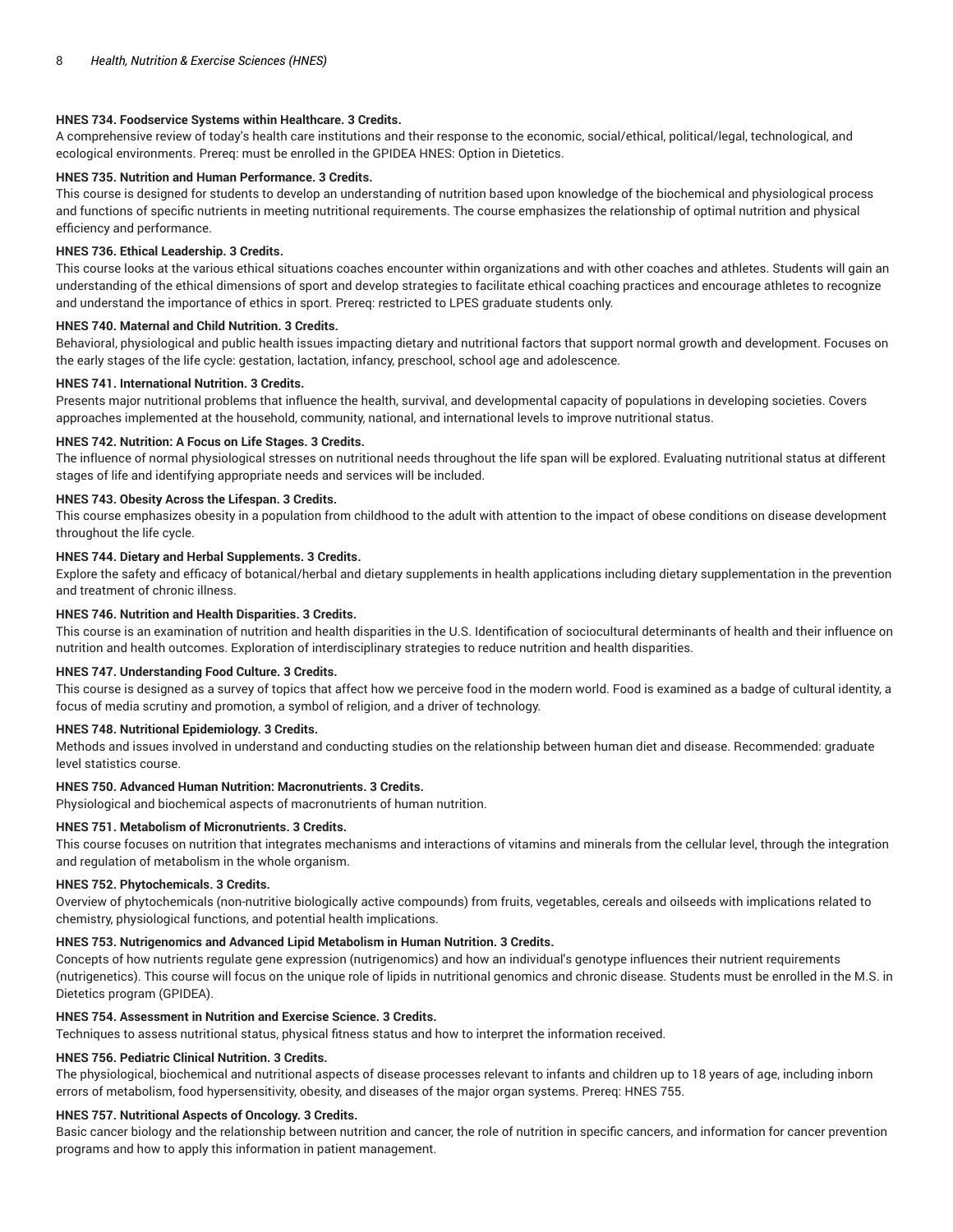**HNES 734. Foodservice Systems within Healthcare. 3 Credits.**

A comprehensive review of today's health care institutions and their response to the economic, social/ethical, political/legal, technological, and ecological environments. Prereq: must be enrolled in the GPIDEA HNES: Option in Dietetics.

**HNES 735. Nutrition and Human Performance. 3 Credits.**

This course is designed for students to develop an understanding of nutrition based upon knowledge of the biochemical and physiological process and functions of specific nutrients in meeting nutritional requirements. The course emphasizes the relationship of optimal nutrition and physical efficiency and performance.

**HNES 736. Ethical Leadership. 3 Credits.**

This course looks at the various ethical situations coaches encounter within organizations and with other coaches and athletes. Students will gain an understanding of the ethical dimensions of sport and develop strategies to facilitate ethical coaching practices and encourage athletes to recognize and understand the importance of ethics in sport. Prereq: restricted to LPES graduate students only.

**HNES 740. Maternal and Child Nutrition. 3 Credits.**

Behavioral, physiological and public health issues impacting dietary and nutritional factors that support normal growth and development. Focuses on the early stages of the life cycle: gestation, lactation, infancy, preschool, school age and adolescence.

**HNES 741. International Nutrition. 3 Credits.**

Presents major nutritional problems that influence the health, survival, and developmental capacity of populations in developing societies. Covers approaches implemented at the household, community, national, and international levels to improve nutritional status.

**HNES 742. Nutrition: A Focus on Life Stages. 3 Credits.**

The influence of normal physiological stresses on nutritional needs throughout the life span will be explored. Evaluating nutritional status at different stages of life and identifying appropriate needs and services will be included.

**HNES 743. Obesity Across the Lifespan. 3 Credits.**

This course emphasizes obesity in a population from childhood to the adult with attention to the impact of obese conditions on disease development throughout the life cycle.

**HNES 744. Dietary and Herbal Supplements. 3 Credits.**

Explore the safety and efficacy of botanical/herbal and dietary supplements in health applications including dietary supplementation in the prevention and treatment of chronic illness.

**HNES 746. Nutrition and Health Disparities. 3 Credits.**

This course is an examination of nutrition and health disparities in the U.S. Identification of sociocultural determinants of health and their influence on nutrition and health outcomes. Exploration of interdisciplinary strategies to reduce nutrition and health disparities.

**HNES 747. Understanding Food Culture. 3 Credits.**

This course is designed as a survey of topics that affect how we perceive food in the modern world. Food is examined as a badge of cultural identity, a focus of media scrutiny and promotion, a symbol of religion, and a driver of technology.

**HNES 748. Nutritional Epidemiology. 3 Credits.**

Methods and issues involved in understand and conducting studies on the relationship between human diet and disease. Recommended: graduate level statistics course.

**HNES 750. Advanced Human Nutrition: Macronutrients. 3 Credits.**

Physiological and biochemical aspects of macronutrients of human nutrition.

**HNES 751. Metabolism of Micronutrients. 3 Credits.**

This course focuses on nutrition that integrates mechanisms and interactions of vitamins and minerals from the cellular level, through the integration and regulation of metabolism in the whole organism.

**HNES 752. Phytochemicals. 3 Credits.**

Overview of phytochemicals (non-nutritive biologically active compounds) from fruits, vegetables, cereals and oilseeds with implications related to chemistry, physiological functions, and potential health implications.

**HNES 753. Nutrigenomics and Advanced Lipid Metabolism in Human Nutrition. 3 Credits.**

Concepts of how nutrients regulate gene expression (nutrigenomics) and how an individual's genotype influences their nutrient requirements (nutrigenetics). This course will focus on the unique role of lipids in nutritional genomics and chronic disease. Students must be enrolled in the M.S. in Dietetics program (GPIDEA).

**HNES 754. Assessment in Nutrition and Exercise Science. 3 Credits.**

Techniques to assess nutritional status, physical fitness status and how to interpret the information received.

**HNES 756. Pediatric Clinical Nutrition. 3 Credits.**

The physiological, biochemical and nutritional aspects of disease processes relevant to infants and children up to 18 years of age, including inborn errors of metabolism, food hypersensitivity, obesity, and diseases of the major organ systems. Prereq: HNES 755.

**HNES 757. Nutritional Aspects of Oncology. 3 Credits.**

Basic cancer biology and the relationship between nutrition and cancer, the role of nutrition in specific cancers, and information for cancer prevention programs and how to apply this information in patient management.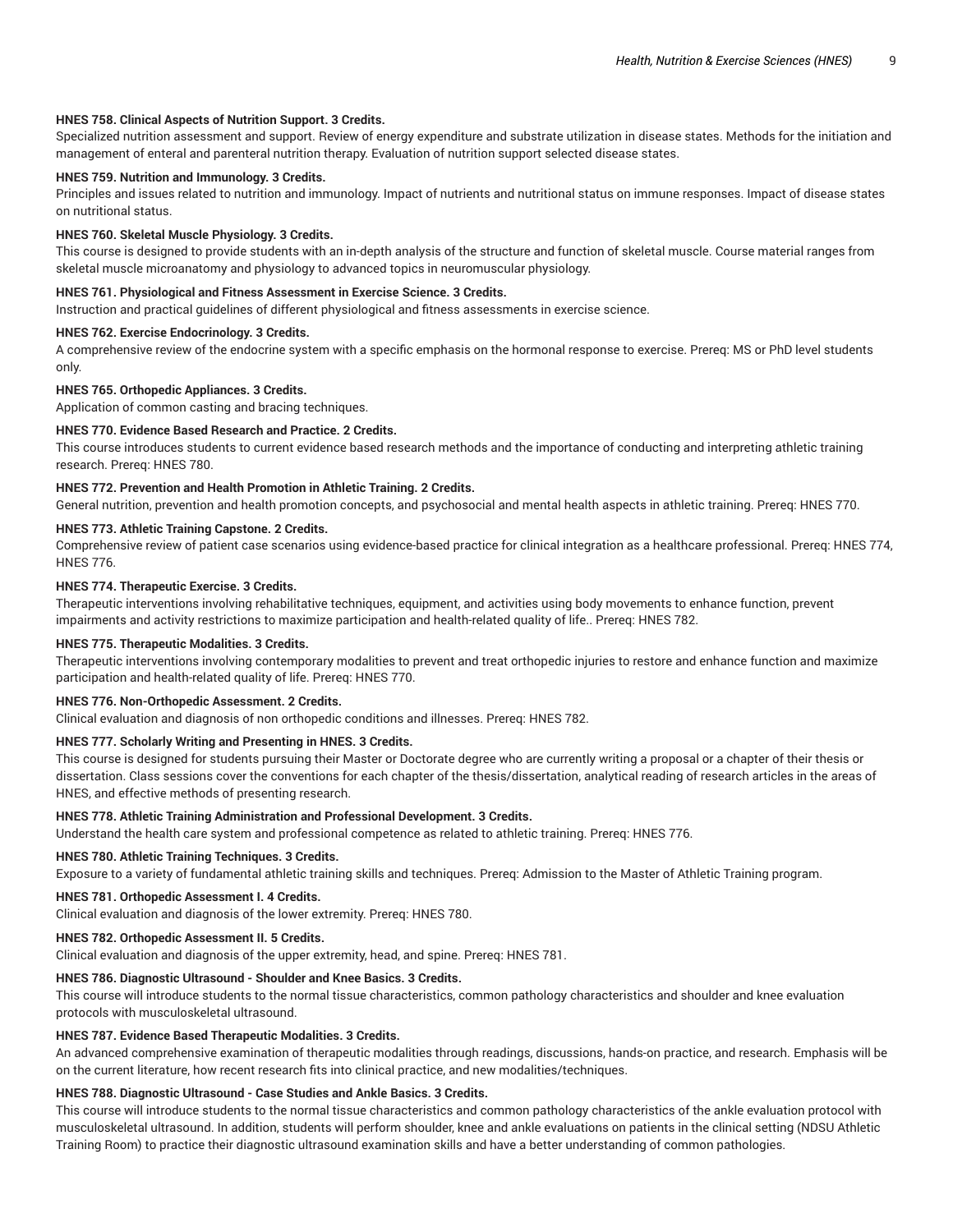**HNES 758. Clinical Aspects of Nutrition Support. 3 Credits.**
Specialized nutrition assessment and support. Review of energy expenditure and substrate utilization in disease states. Methods for the initiation and management of enteral and parenteral nutrition therapy. Evaluation of nutrition support selected disease states.

**HNES 759. Nutrition and Immunology. 3 Credits.**
Principles and issues related to nutrition and immunology. Impact of nutrients and nutritional status on immune responses. Impact of disease states on nutritional status.

**HNES 760. Skeletal Muscle Physiology. 3 Credits.**
This course is designed to provide students with an in-depth analysis of the structure and function of skeletal muscle. Course material ranges from skeletal muscle microanatomy and physiology to advanced topics in neuromuscular physiology.

**HNES 761. Physiological and Fitness Assessment in Exercise Science. 3 Credits.**
Instruction and practical guidelines of different physiological and fitness assessments in exercise science.

**HNES 762. Exercise Endocrinology. 3 Credits.**
A comprehensive review of the endocrine system with a specific emphasis on the hormonal response to exercise. Prereq: MS or PhD level students only.

**HNES 765. Orthopedic Appliances. 3 Credits.**
Application of common casting and bracing techniques.

**HNES 770. Evidence Based Research and Practice. 2 Credits.**
This course introduces students to current evidence based research methods and the importance of conducting and interpreting athletic training research. Prereq: HNES 780.

**HNES 772. Prevention and Health Promotion in Athletic Training. 2 Credits.**
General nutrition, prevention and health promotion concepts, and psychosocial and mental health aspects in athletic training. Prereq: HNES 770.

**HNES 773. Athletic Training Capstone. 2 Credits.**
Comprehensive review of patient case scenarios using evidence-based practice for clinical integration as a healthcare professional. Prereq: HNES 774, HNES 776.

**HNES 774. Therapeutic Exercise. 3 Credits.**
Therapeutic interventions involving rehabilitative techniques, equipment, and activities using body movements to enhance function, prevent impairments and activity restrictions to maximize participation and health-related quality of life.. Prereq: HNES 782.

**HNES 775. Therapeutic Modalities. 3 Credits.**
Therapeutic interventions involving contemporary modalities to prevent and treat orthopedic injuries to restore and enhance function and maximize participation and health-related quality of life. Prereq: HNES 770.

**HNES 776. Non-Orthopedic Assessment. 2 Credits.**
Clinical evaluation and diagnosis of non orthopedic conditions and illnesses. Prereq: HNES 782.

**HNES 777. Scholarly Writing and Presenting in HNES. 3 Credits.**
This course is designed for students pursuing their Master or Doctorate degree who are currently writing a proposal or a chapter of their thesis or dissertation. Class sessions cover the conventions for each chapter of the thesis/dissertation, analytical reading of research articles in the areas of HNES, and effective methods of presenting research.

**HNES 778. Athletic Training Administration and Professional Development. 3 Credits.**
Understand the health care system and professional competence as related to athletic training. Prereq: HNES 776.

**HNES 780. Athletic Training Techniques. 3 Credits.**
Exposure to a variety of fundamental athletic training skills and techniques. Prereq: Admission to the Master of Athletic Training program.

**HNES 781. Orthopedic Assessment I. 4 Credits.**
Clinical evaluation and diagnosis of the lower extremity. Prereq: HNES 780.

**HNES 782. Orthopedic Assessment II. 5 Credits.**
Clinical evaluation and diagnosis of the upper extremity, head, and spine. Prereq: HNES 781.

**HNES 786. Diagnostic Ultrasound - Shoulder and Knee Basics. 3 Credits.**
This course will introduce students to the normal tissue characteristics, common pathology characteristics and shoulder and knee evaluation protocols with musculoskeletal ultrasound.

**HNES 787. Evidence Based Therapeutic Modalities. 3 Credits.**
An advanced comprehensive examination of therapeutic modalities through readings, discussions, hands-on practice, and research. Emphasis will be on the current literature, how recent research fits into clinical practice, and new modalities/techniques.

**HNES 788. Diagnostic Ultrasound - Case Studies and Ankle Basics. 3 Credits.**
This course will introduce students to the normal tissue characteristics and common pathology characteristics of the ankle evaluation protocol with musculoskeletal ultrasound. In addition, students will perform shoulder, knee and ankle evaluations on patients in the clinical setting (NDSU Athletic Training Room) to practice their diagnostic ultrasound examination skills and have a better understanding of common pathologies.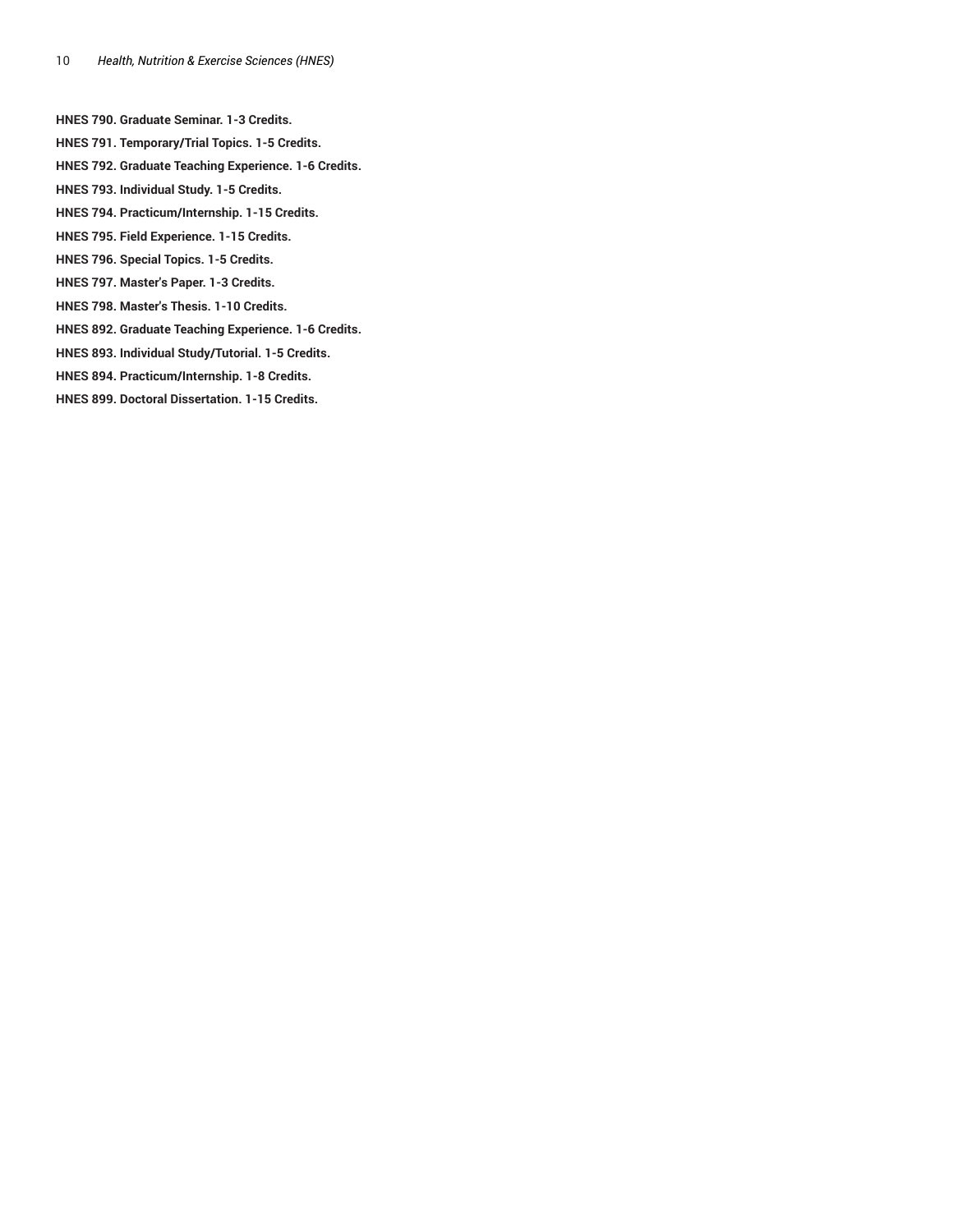**HNES 790. Graduate Seminar. 1-3 Credits.**

**HNES 791. Temporary/Trial Topics. 1-5 Credits.**

**HNES 792. Graduate Teaching Experience. 1-6 Credits.**

**HNES 793. Individual Study. 1-5 Credits.**

**HNES 794. Practicum/Internship. 1-15 Credits.**

**HNES 795. Field Experience. 1-15 Credits.**

**HNES 796. Special Topics. 1-5 Credits.**

**HNES 797. Master's Paper. 1-3 Credits.**

**HNES 798. Master's Thesis. 1-10 Credits.**

**HNES 892. Graduate Teaching Experience. 1-6 Credits.**

**HNES 893. Individual Study/Tutorial. 1-5 Credits.**

**HNES 894. Practicum/Internship. 1-8 Credits.**

**HNES 899. Doctoral Dissertation. 1-15 Credits.**